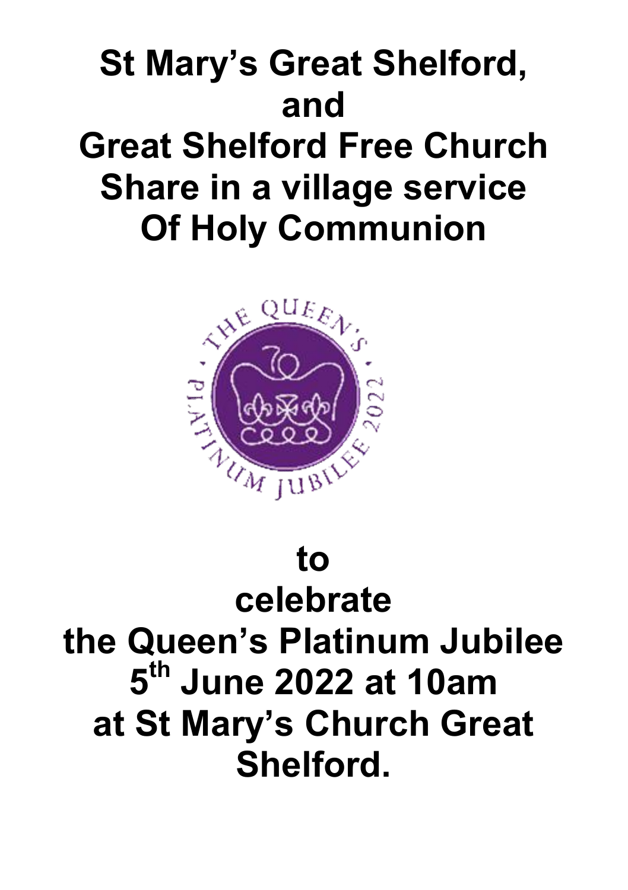# St Mary's Great Shelford, and Great Shelford Free Church Share in a village service Of Holy Communion

# to celebrate the Queen's Platinum Jubilee 5th June 2022 at 10am at St Mary's Church Great Shelford.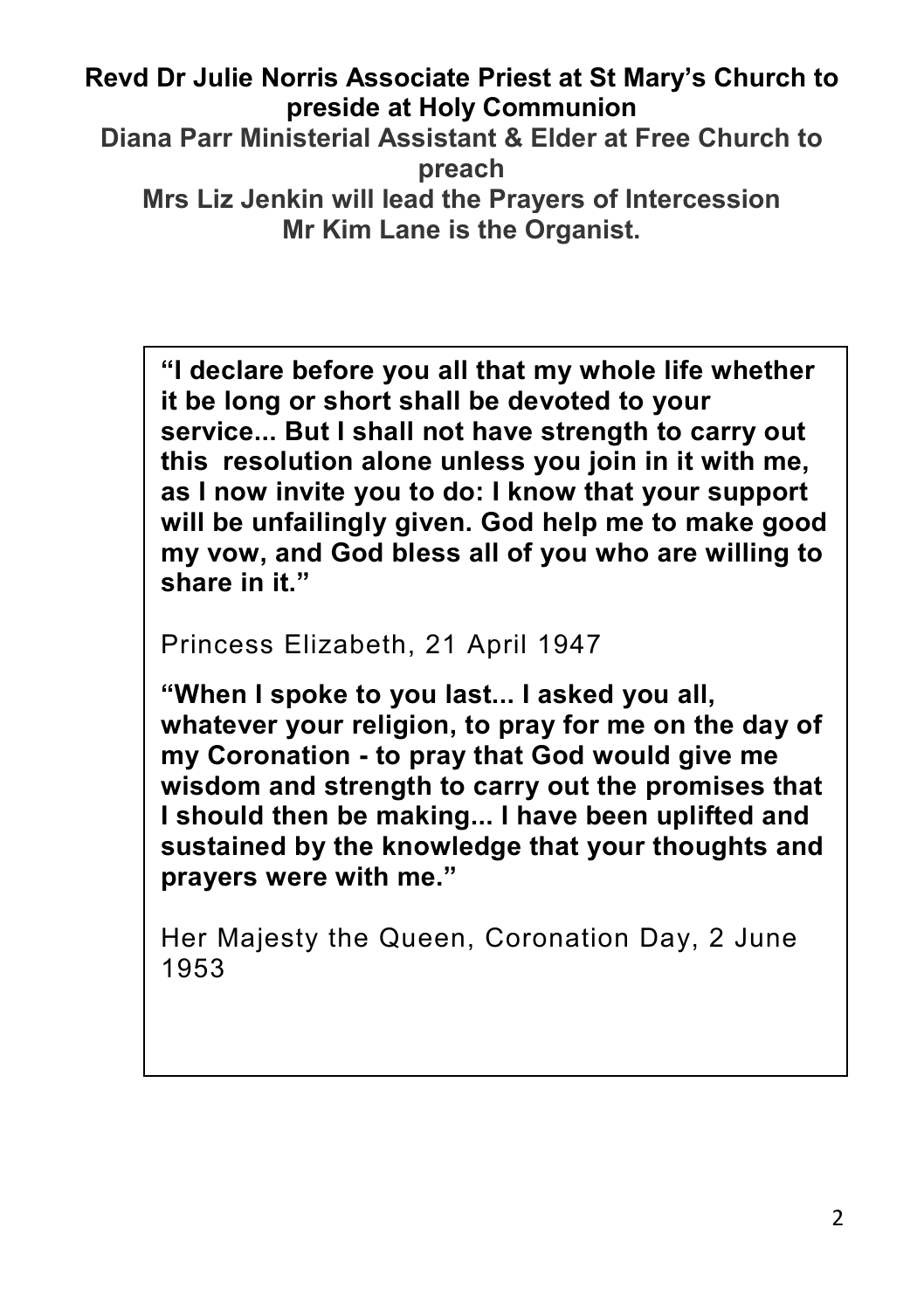**Revd Dr Julie Norris Associate Priest at St Mary's Church to preside at Holy Communion**

**Diana Parr Ministerial Assistant & Elder at Free Church to preach**

**Mrs Liz Jenkin will lead the Prayers of Intercession**

**Mr Kim Lane is the Organist.**

**"I declare before you all that my whole life whether it be long or short shall be devoted to your service... But I shall not have strength to carry out this resolution alone unless you join in it with me, as I now invite you to do: I know that your support will be unfailingly given. God help me to make good my vow, and God bless all of you who are willing to share in it."**

Princess Elizabeth, 21 April 1947

**"When I spoke to you last... I asked you all, whatever your religion, to pray for me on the day of my Coronation - to pray that God would give me wisdom and strength to carry out the promises that I should then be making... I have been uplifted and sustained by the knowledge that your thoughts and prayers were with me."**

Her Majesty the Queen, Coronation Day, 2 June 1953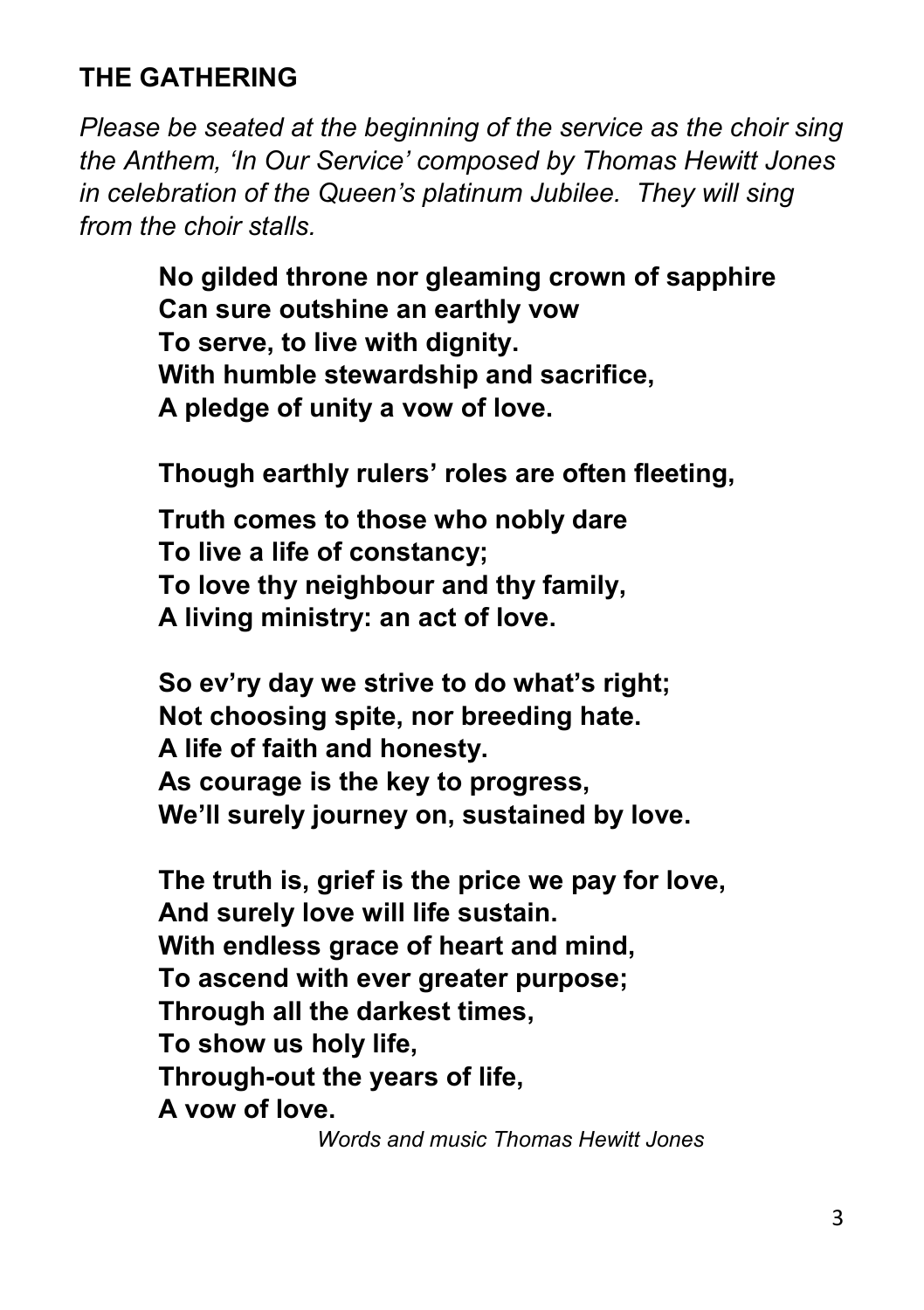## THE GATHERING

*Please be seated at the beginning of the service as the choir sing the Anthem, 'In Our Service' composed by Thomas Hewitt Jones in celebration of the Queen's platinum Jubilee. They will sing from the choir stalls.*

**No gilded throne nor gleaming crown of sapphire**
**Can sure outshine an earthly vow**
**To serve, to live with dignity.**
**With humble stewardship and sacrifice,**
**A pledge of unity a vow of love.**

**Though earthly rulers' roles are often fleeting,**

**Truth comes to those who nobly dare**
**To live a life of constancy;**
**To love thy neighbour and thy family,**
**A living ministry: an act of love.**

**So ev'ry day we strive to do what's right;**
**Not choosing spite, nor breeding hate.**
**A life of faith and honesty.**
**As courage is the key to progress,**
**We'll surely journey on, sustained by love.**

**The truth is, grief is the price we pay for love,**
**And surely love will life sustain.**
**With endless grace of heart and mind,**
**To ascend with ever greater purpose;**
**Through all the darkest times,**
**To show us holy life,**
**Through-out the years of life,**
**A vow of love.**

*Words and music Thomas Hewitt Jones*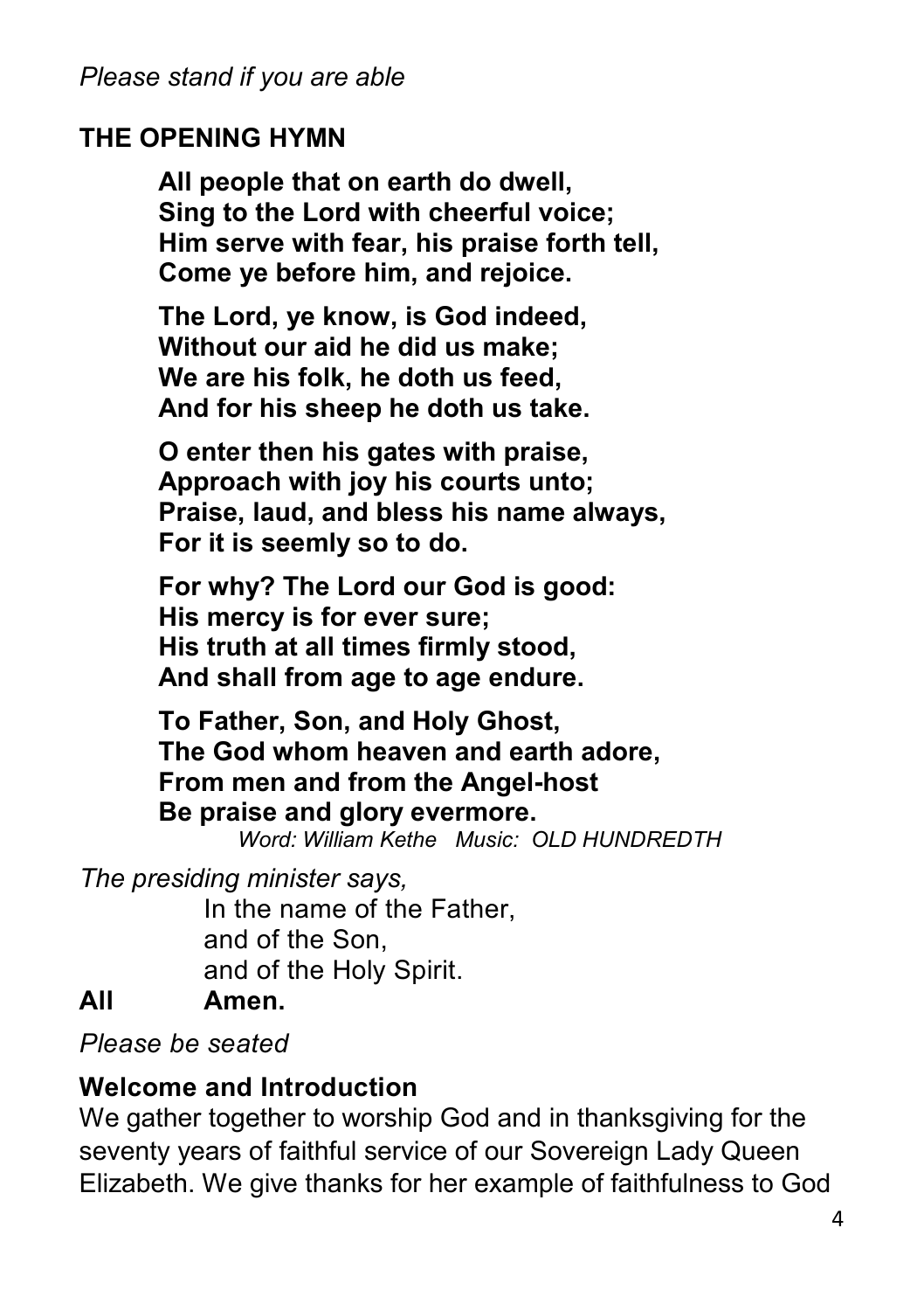*Please stand if you are able*

## THE OPENING HYMN

**All people that on earth do dwell,**
**Sing to the Lord with cheerful voice;**
**Him serve with fear, his praise forth tell,**
**Come ye before him, and rejoice.**

**The Lord, ye know, is God indeed,**
**Without our aid he did us make;**
**We are his folk, he doth us feed,**
**And for his sheep he doth us take.**

**O enter then his gates with praise,**
**Approach with joy his courts unto;**
**Praise, laud, and bless his name always,**
**For it is seemly so to do.**

**For why? The Lord our God is good:**
**His mercy is for ever sure;**
**His truth at all times firmly stood,**
**And shall from age to age endure.**

**To Father, Son, and Holy Ghost,**
**The God whom heaven and earth adore,**
**From men and from the Angel-host**
**Be praise and glory evermore.**

*Word: William Kethe Music: OLD HUNDREDTH*

*The presiding minister says,*

In the name of the Father,
and of the Son,
and of the Holy Spirit.

**All Amen.**

*Please be seated*

## Welcome and Introduction

We gather together to worship God and in thanksgiving for the seventy years of faithful service of our Sovereign Lady Queen Elizabeth. We give thanks for her example of faithfulness to God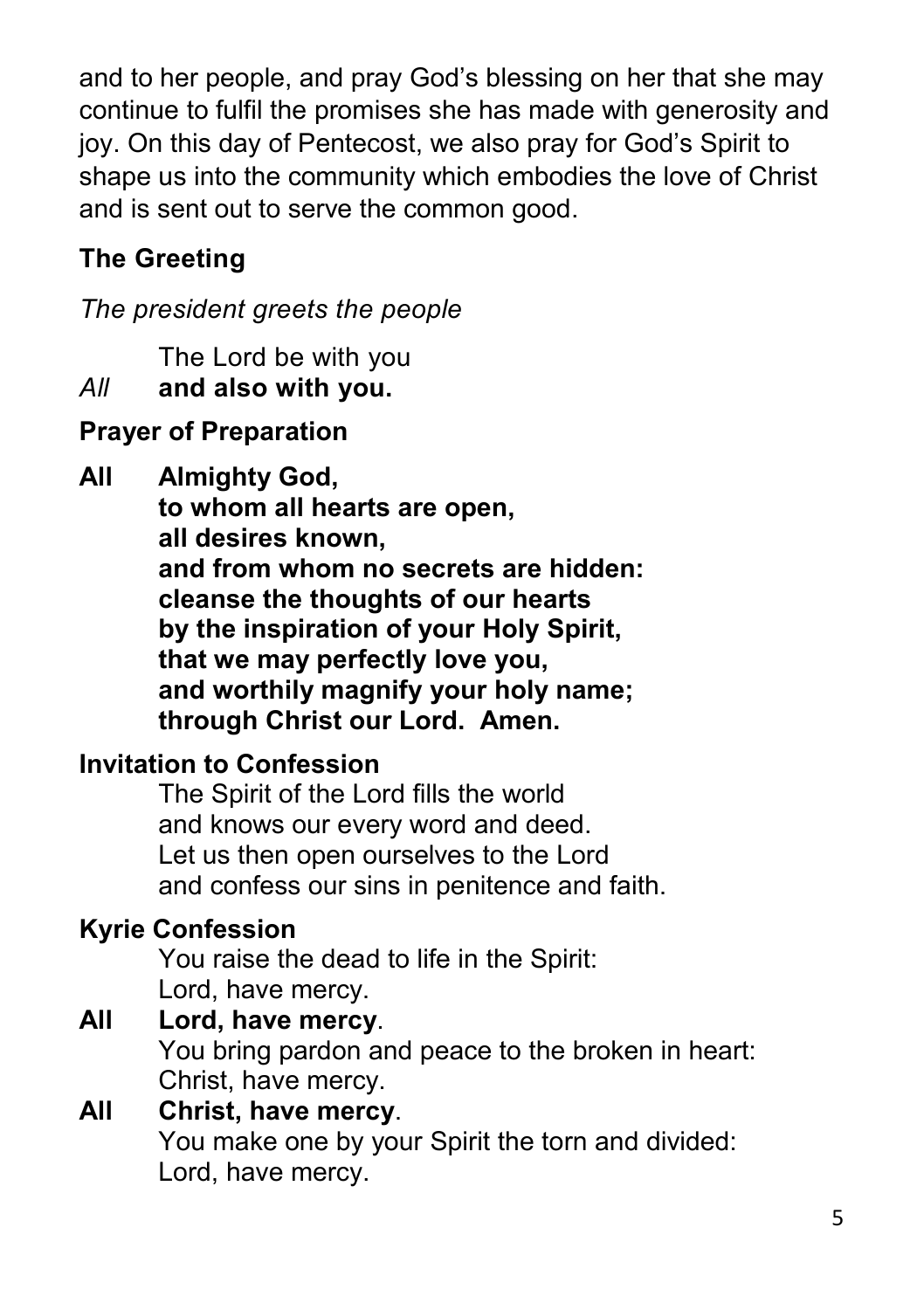and to her people, and pray God's blessing on her that she may continue to fulfil the promises she has made with generosity and joy. On this day of Pentecost, we also pray for God's Spirit to shape us into the community which embodies the love of Christ and is sent out to serve the common good.

## The Greeting

*The president greets the people*

The Lord be with you
*All* **and also with you.**

## Prayer of Preparation

**All Almighty God,**
**to whom all hearts are open,**
**all desires known,**
**and from whom no secrets are hidden:**
**cleanse the thoughts of our hearts**
**by the inspiration of your Holy Spirit,**
**that we may perfectly love you,**
**and worthily magnify your holy name;**
**through Christ our Lord. Amen.**

## Invitation to Confession

The Spirit of the Lord fills the world
and knows our every word and deed.
Let us then open ourselves to the Lord
and confess our sins in penitence and faith.

## Kyrie Confession

You raise the dead to life in the Spirit:
Lord, have mercy.
**All Lord, have mercy**.
You bring pardon and peace to the broken in heart:
Christ, have mercy.
**All Christ, have mercy**.
You make one by your Spirit the torn and divided:
Lord, have mercy.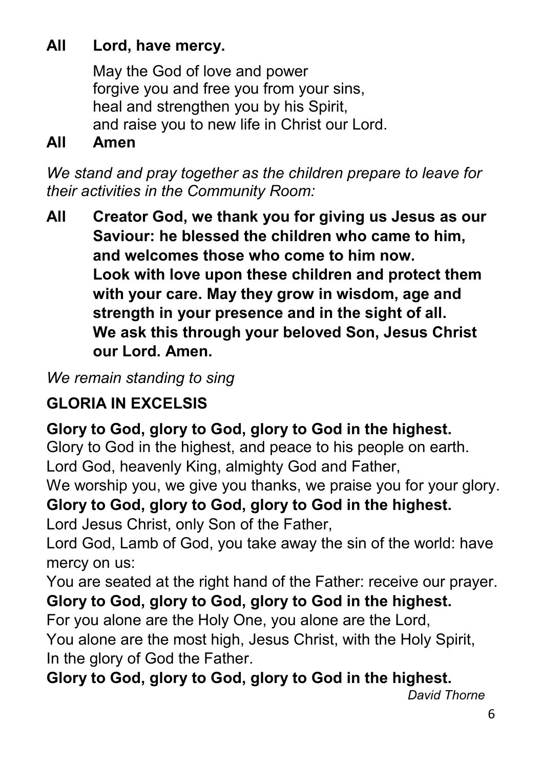**All Lord, have mercy.**

May the God of love and power
forgive you and free you from your sins,
heal and strengthen you by his Spirit,
and raise you to new life in Christ our Lord.

**All Amen**

*We stand and pray together as the children prepare to leave for their activities in the Community Room:*

**All Creator God, we thank you for giving us Jesus as our Saviour: he blessed the children who came to him, and welcomes those who come to him now.
Look with love upon these children and protect them with your care. May they grow in wisdom, age and strength in your presence and in the sight of all.
We ask this through your beloved Son, Jesus Christ our Lord. Amen.**

*We remain standing to sing*

## GLORIA IN EXCELSIS

**Glory to God, glory to God, glory to God in the highest.**
Glory to God in the highest, and peace to his people on earth.
Lord God, heavenly King, almighty God and Father,
We worship you, we give you thanks, we praise you for your glory.
**Glory to God, glory to God, glory to God in the highest.**
Lord Jesus Christ, only Son of the Father,
Lord God, Lamb of God, you take away the sin of the world: have mercy on us:
You are seated at the right hand of the Father: receive our prayer.
**Glory to God, glory to God, glory to God in the highest.**
For you alone are the Holy One, you alone are the Lord,
You alone are the most high, Jesus Christ, with the Holy Spirit,
In the glory of God the Father.
**Glory to God, glory to God, glory to God in the highest.**

*David Thorne*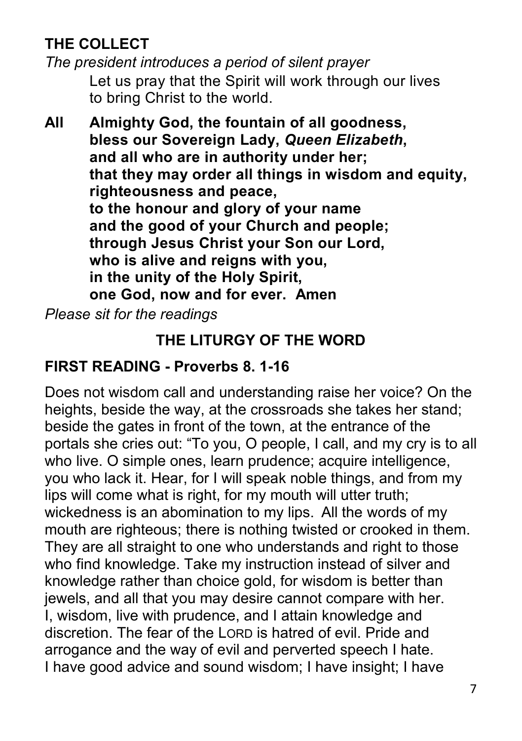## THE COLLECT

*The president introduces a period of silent prayer*

Let us pray that the Spirit will work through our lives
to bring Christ to the world.

**All** **Almighty God, the fountain of all goodness,**
**bless our Sovereign Lady, *Queen Elizabeth*,**
**and all who are in authority under her;**
**that they may order all things in wisdom and equity,**
**righteousness and peace,**
**to the honour and glory of your name**
**and the good of your Church and people;**
**through Jesus Christ your Son our Lord,**
**who is alive and reigns with you,**
**in the unity of the Holy Spirit,**
**one God, now and for ever. Amen**

*Please sit for the readings*

## THE LITURGY OF THE WORD

### FIRST READING - Proverbs 8. 1-16

Does not wisdom call and understanding raise her voice? On the heights, beside the way, at the crossroads she takes her stand; beside the gates in front of the town, at the entrance of the portals she cries out: "To you, O people, I call, and my cry is to all who live. O simple ones, learn prudence; acquire intelligence, you who lack it. Hear, for I will speak noble things, and from my lips will come what is right, for my mouth will utter truth; wickedness is an abomination to my lips. All the words of my mouth are righteous; there is nothing twisted or crooked in them. They are all straight to one who understands and right to those who find knowledge. Take my instruction instead of silver and knowledge rather than choice gold, for wisdom is better than jewels, and all that you may desire cannot compare with her. I, wisdom, live with prudence, and I attain knowledge and discretion. The fear of the LORD is hatred of evil. Pride and arrogance and the way of evil and perverted speech I hate. I have good advice and sound wisdom; I have insight; I have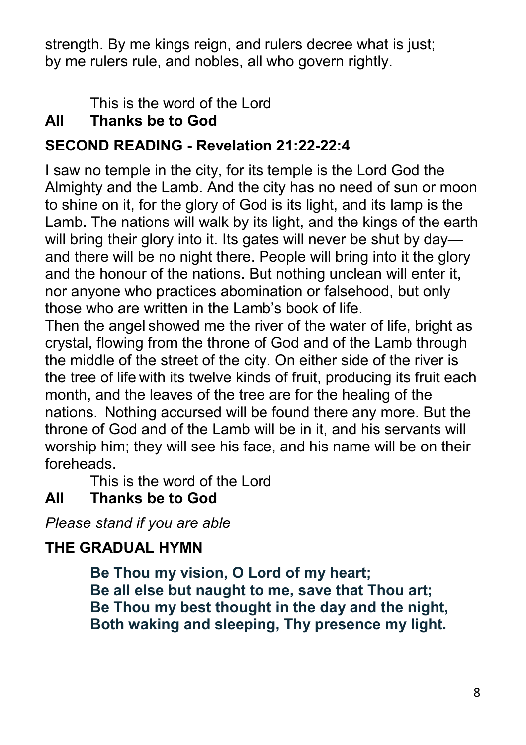strength. By me kings reign, and rulers decree what is just; by me rulers rule, and nobles, all who govern rightly.

This is the word of the Lord

**All Thanks be to God**

## SECOND READING - Revelation 21:22-22:4

I saw no temple in the city, for its temple is the Lord God the Almighty and the Lamb. And the city has no need of sun or moon to shine on it, for the glory of God is its light, and its lamp is the Lamb. The nations will walk by its light, and the kings of the earth will bring their glory into it. Its gates will never be shut by day—and there will be no night there. People will bring into it the glory and the honour of the nations. But nothing unclean will enter it, nor anyone who practices abomination or falsehood, but only those who are written in the Lamb's book of life.

Then the angel showed me the river of the water of life, bright as crystal, flowing from the throne of God and of the Lamb through the middle of the street of the city. On either side of the river is the tree of life with its twelve kinds of fruit, producing its fruit each month, and the leaves of the tree are for the healing of the nations. Nothing accursed will be found there any more. But the throne of God and of the Lamb will be in it, and his servants will worship him; they will see his face, and his name will be on their foreheads.

This is the word of the Lord

**All Thanks be to God**

*Please stand if you are able*

## THE GRADUAL HYMN

**Be Thou my vision, O Lord of my heart;**
**Be all else but naught to me, save that Thou art;**
**Be Thou my best thought in the day and the night,**
**Both waking and sleeping, Thy presence my light.**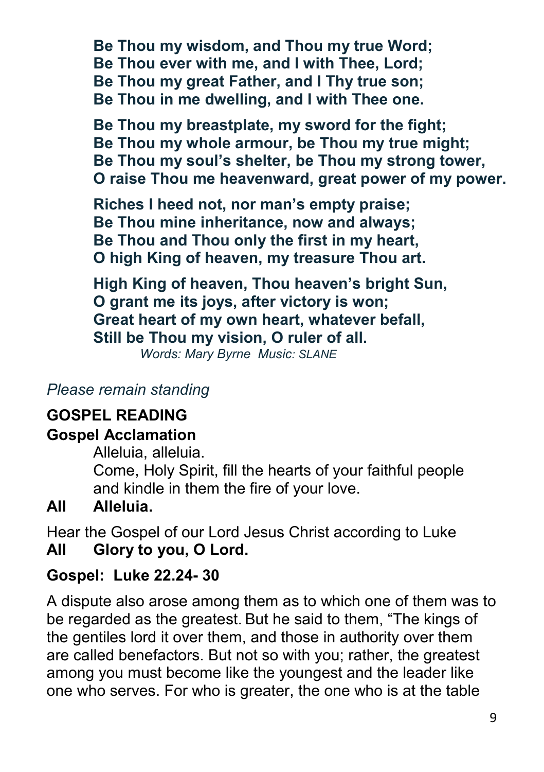**Be Thou my wisdom, and Thou my true Word;**
**Be Thou ever with me, and I with Thee, Lord;**
**Be Thou my great Father, and I Thy true son;**
**Be Thou in me dwelling, and I with Thee one.**

**Be Thou my breastplate, my sword for the fight;**
**Be Thou my whole armour, be Thou my true might;**
**Be Thou my soul's shelter, be Thou my strong tower,**
**O raise Thou me heavenward, great power of my power.**

**Riches I heed not, nor man's empty praise;**
**Be Thou mine inheritance, now and always;**
**Be Thou and Thou only the first in my heart,**
**O high King of heaven, my treasure Thou art.**

**High King of heaven, Thou heaven's bright Sun,**
**O grant me its joys, after victory is won;**
**Great heart of my own heart, whatever befall,**
**Still be Thou my vision, O ruler of all.**

*Words: Mary Byrne Music: SLANE*

*Please remain standing*

## GOSPEL READING

**Gospel Acclamation**

Alleluia, alleluia.
Come, Holy Spirit, fill the hearts of your faithful people
and kindle in them the fire of your love.

**All Alleluia.**

Hear the Gospel of our Lord Jesus Christ according to Luke

**All Glory to you, O Lord.**

**Gospel: Luke 22.24- 30**

A dispute also arose among them as to which one of them was to be regarded as the greatest. But he said to them, "The kings of the gentiles lord it over them, and those in authority over them are called benefactors. But not so with you; rather, the greatest among you must become like the youngest and the leader like one who serves. For who is greater, the one who is at the table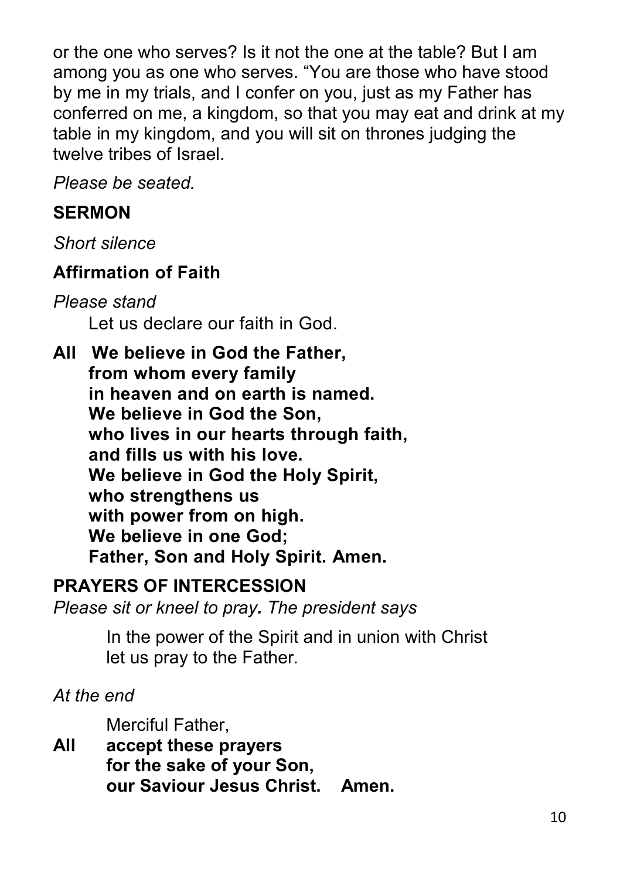or the one who serves? Is it not the one at the table? But I am among you as one who serves. "You are those who have stood by me in my trials, and I confer on you, just as my Father has conferred on me, a kingdom, so that you may eat and drink at my table in my kingdom, and you will sit on thrones judging the twelve tribes of Israel.

*Please be seated.*

## SERMON

*Short silence*

## Affirmation of Faith

*Please stand*

Let us declare our faith in God.

**All** **We believe in God the Father,**
**from whom every family**
**in heaven and on earth is named.**
**We believe in God the Son,**
**who lives in our hearts through faith,**
**and fills us with his love.**
**We believe in God the Holy Spirit,**
**who strengthens us**
**with power from on high.**
**We believe in one God;**
**Father, Son and Holy Spirit. Amen.**

## PRAYERS OF INTERCESSION

*Please sit or kneel to pray. The president says*

In the power of the Spirit and in union with Christ
let us pray to the Father.

*At the end*

Merciful Father,

**All** **accept these prayers**
**for the sake of your Son,**
**our Saviour Jesus Christ. Amen.**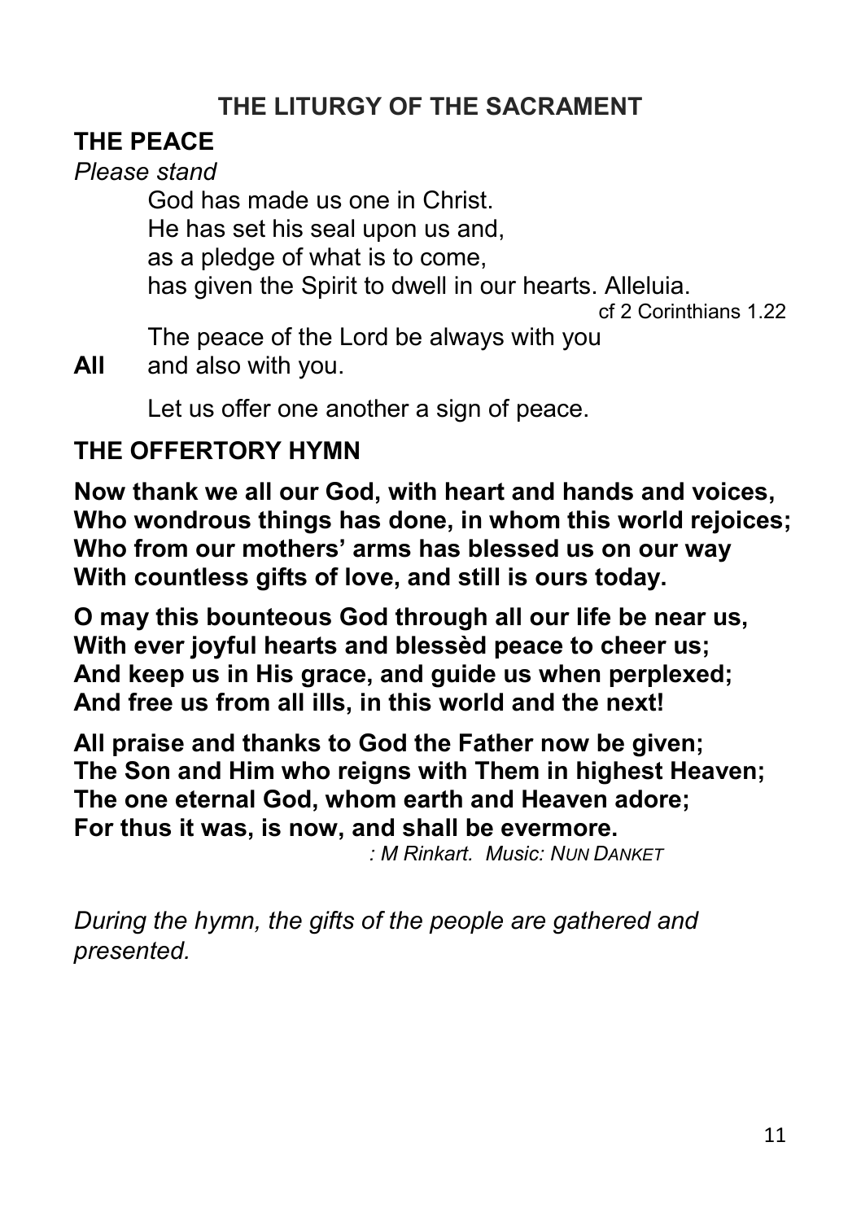## THE LITURGY OF THE SACRAMENT

### THE PEACE

*Please stand*

God has made us one in Christ.
He has set his seal upon us and,
as a pledge of what is to come,
has given the Spirit to dwell in our hearts. Alleluia.

cf 2 Corinthians 1.22

The peace of the Lord be always with you

**All** and also with you.

Let us offer one another a sign of peace.

### THE OFFERTORY HYMN

**Now thank we all our God, with heart and hands and voices,**
**Who wondrous things has done, in whom this world rejoices;**
**Who from our mothers' arms has blessed us on our way**
**With countless gifts of love, and still is ours today.**

**O may this bounteous God through all our life be near us,**
**With ever joyful hearts and blessèd peace to cheer us;**
**And keep us in His grace, and guide us when perplexed;**
**And free us from all ills, in this world and the next!**

**All praise and thanks to God the Father now be given;**
**The Son and Him who reigns with Them in highest Heaven;**
**The one eternal God, whom earth and Heaven adore;**
**For thus it was, is now, and shall be evermore.**

*: M Rinkart. Music: NUN DANKET*

*During the hymn, the gifts of the people are gathered and presented.*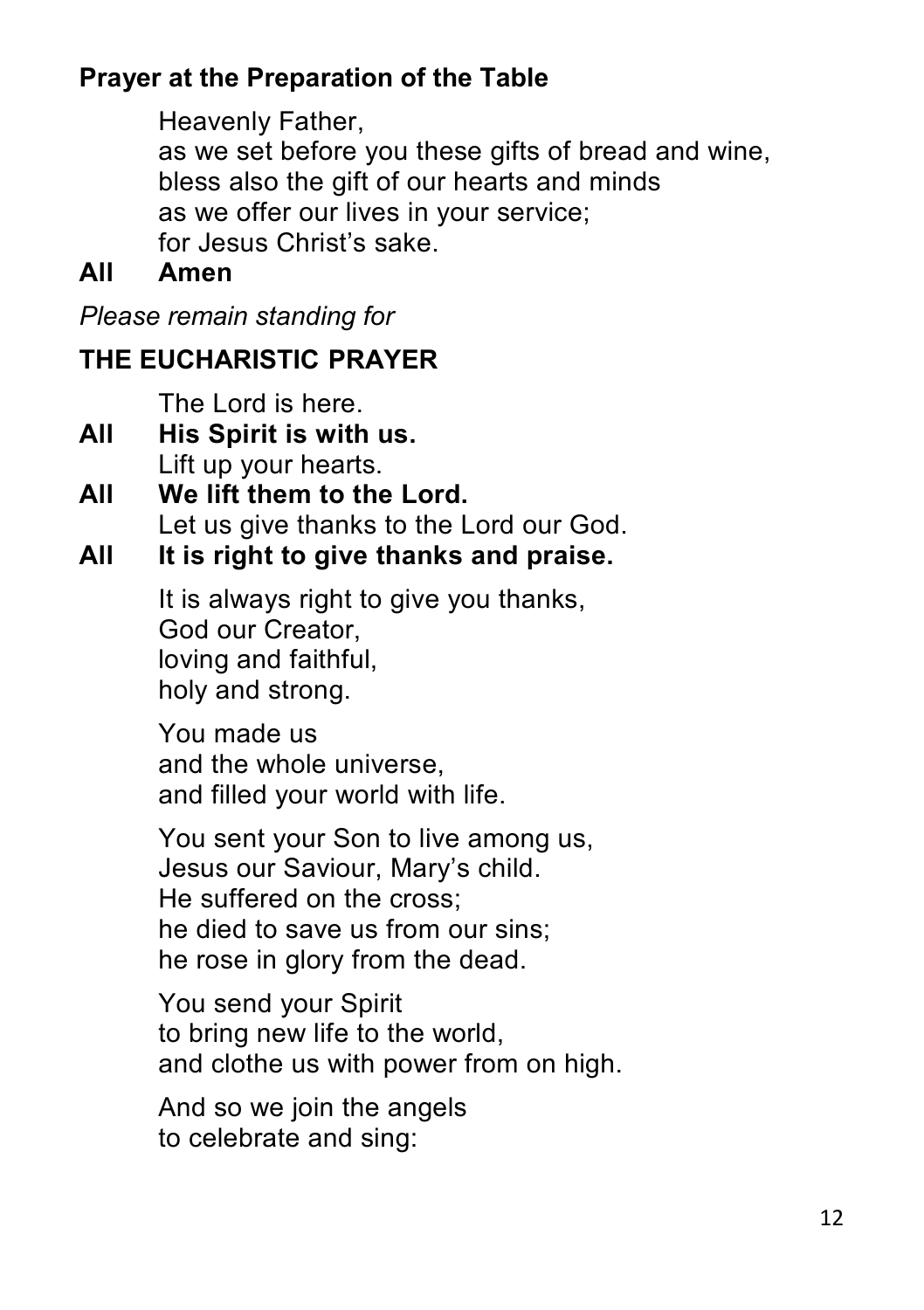**Prayer at the Preparation of the Table**

Heavenly Father,
as we set before you these gifts of bread and wine,
bless also the gift of our hearts and minds
as we offer our lives in your service;
for Jesus Christ's sake.

**All Amen**

*Please remain standing for*

**THE EUCHARISTIC PRAYER**

The Lord is here.

**All His Spirit is with us.**

Lift up your hearts.

**All We lift them to the Lord.**

Let us give thanks to the Lord our God.

**All It is right to give thanks and praise.**

It is always right to give you thanks,
God our Creator,
loving and faithful,
holy and strong.

You made us
and the whole universe,
and filled your world with life.

You sent your Son to live among us,
Jesus our Saviour, Mary's child.
He suffered on the cross;
he died to save us from our sins;
he rose in glory from the dead.

You send your Spirit
to bring new life to the world,
and clothe us with power from on high.

And so we join the angels
to celebrate and sing: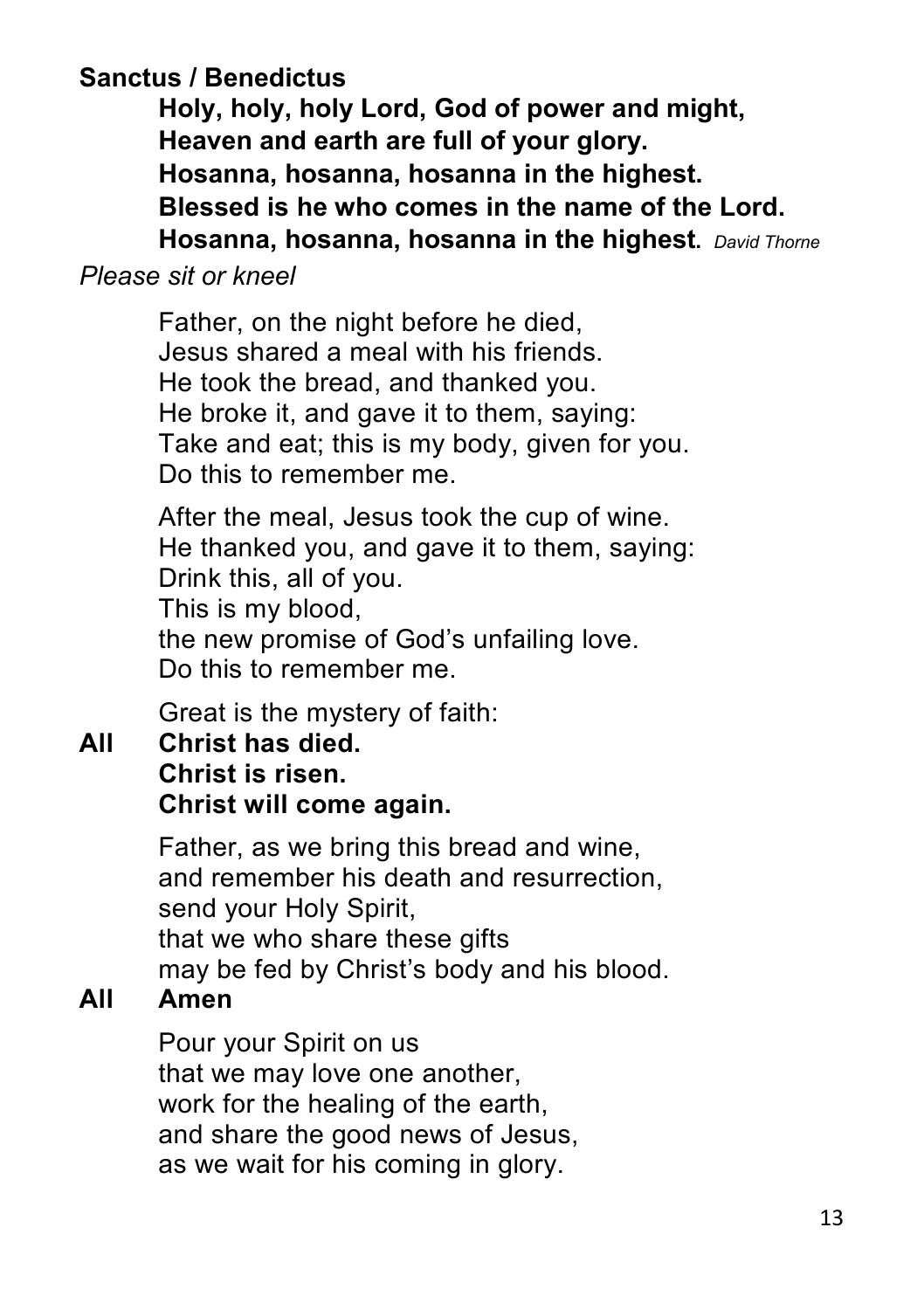**Sanctus / Benedictus**

**Holy, holy, holy Lord, God of power and might,**
**Heaven and earth are full of your glory.**
**Hosanna, hosanna, hosanna in the highest.**
**Blessed is he who comes in the name of the Lord.**
**Hosanna, hosanna, hosanna in the highest.** *David Thorne*

*Please sit or kneel*

Father, on the night before he died,
Jesus shared a meal with his friends.
He took the bread, and thanked you.
He broke it, and gave it to them, saying:
Take and eat; this is my body, given for you.
Do this to remember me.

After the meal, Jesus took the cup of wine.
He thanked you, and gave it to them, saying:
Drink this, all of you.
This is my blood,
the new promise of God's unfailing love.
Do this to remember me.

Great is the mystery of faith:

**All** **Christ has died.**
**Christ is risen.**
**Christ will come again.**

Father, as we bring this bread and wine,
and remember his death and resurrection,
send your Holy Spirit,
that we who share these gifts
may be fed by Christ's body and his blood.

**All** **Amen**

Pour your Spirit on us
that we may love one another,
work for the healing of the earth,
and share the good news of Jesus,
as we wait for his coming in glory.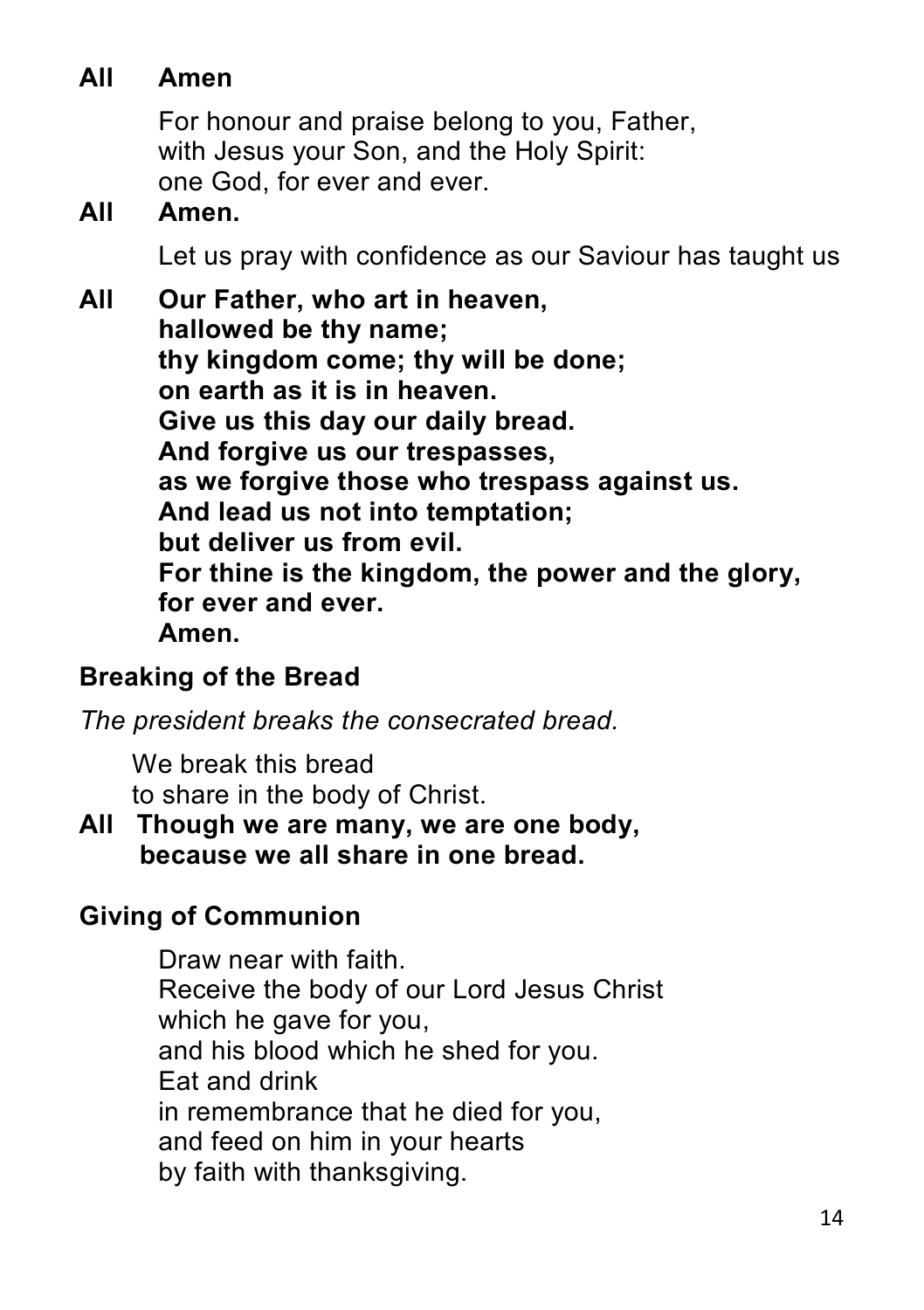**All Amen**

For honour and praise belong to you, Father,
with Jesus your Son, and the Holy Spirit:
one God, for ever and ever.

**All Amen.**

Let us pray with confidence as our Saviour has taught us

**All Our Father, who art in heaven,**
**hallowed be thy name;**
**thy kingdom come; thy will be done;**
**on earth as it is in heaven.**
**Give us this day our daily bread.**
**And forgive us our trespasses,**
**as we forgive those who trespass against us.**
**And lead us not into temptation;**
**but deliver us from evil.**
**For thine is the kingdom, the power and the glory,**
**for ever and ever.**
**Amen.**

## Breaking of the Bread

*The president breaks the consecrated bread.*

We break this bread
to share in the body of Christ.

**All Though we are many, we are one body,**
**because we all share in one bread.**

## Giving of Communion

Draw near with faith.
Receive the body of our Lord Jesus Christ
which he gave for you,
and his blood which he shed for you.
Eat and drink
in remembrance that he died for you,
and feed on him in your hearts
by faith with thanksgiving.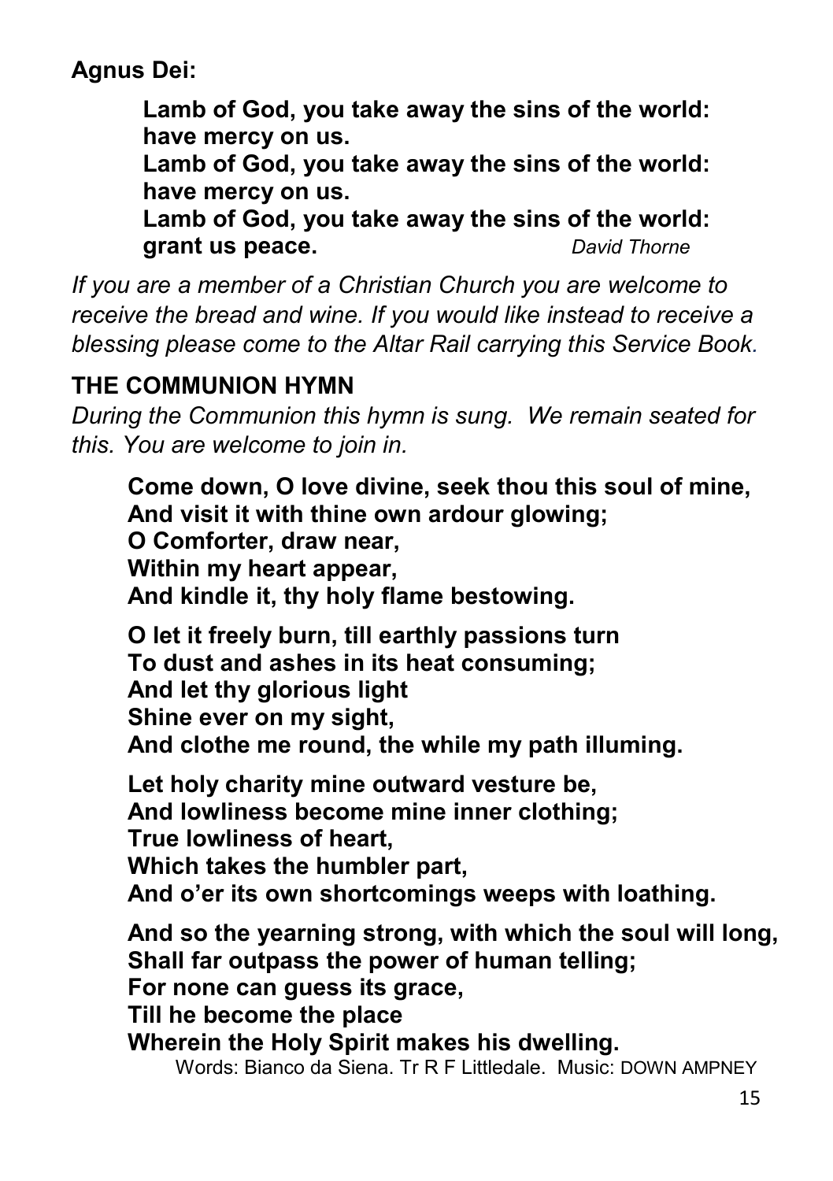**Agnus Dei:**

> **Lamb of God, you take away the sins of the world:**
> **have mercy on us.**
> **Lamb of God, you take away the sins of the world:**
> **have mercy on us.**
> **Lamb of God, you take away the sins of the world:**
> **grant us peace.** *David Thorne*

*If you are a member of a Christian Church you are welcome to receive the bread and wine. If you would like instead to receive a blessing please come to the Altar Rail carrying this Service Book.*

## THE COMMUNION HYMN

*During the Communion this hymn is sung. We remain seated for this. You are welcome to join in.*

**Come down, O love divine, seek thou this soul of mine,**
**And visit it with thine own ardour glowing;**
**O Comforter, draw near,**
**Within my heart appear,**
**And kindle it, thy holy flame bestowing.**

**O let it freely burn, till earthly passions turn**
**To dust and ashes in its heat consuming;**
**And let thy glorious light**
**Shine ever on my sight,**
**And clothe me round, the while my path illuming.**

**Let holy charity mine outward vesture be,**
**And lowliness become mine inner clothing;**
**True lowliness of heart,**
**Which takes the humbler part,**
**And o'er its own shortcomings weeps with loathing.**

**And so the yearning strong, with which the soul will long,**
**Shall far outpass the power of human telling;**
**For none can guess its grace,**
**Till he become the place**
**Wherein the Holy Spirit makes his dwelling.**

Words: Bianco da Siena. Tr R F Littledale. Music: DOWN AMPNEY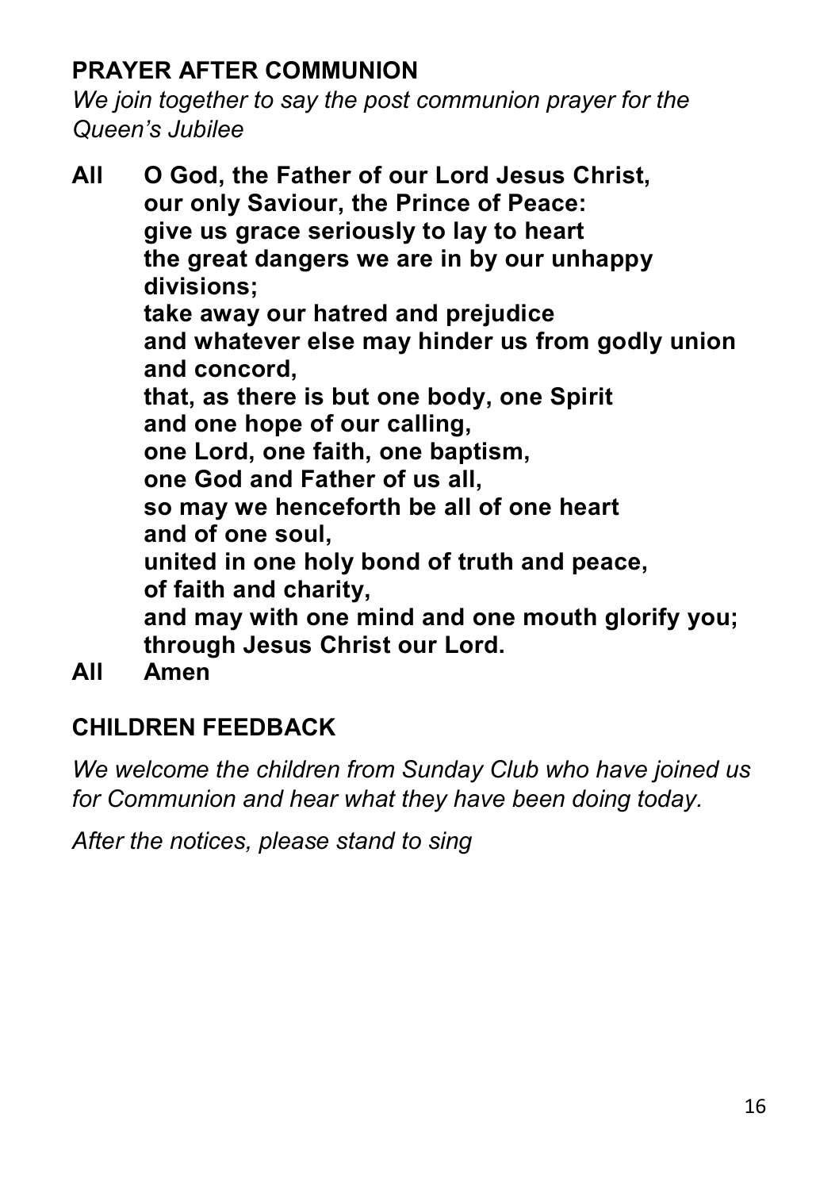## PRAYER AFTER COMMUNION

*We join together to say the post communion prayer for the Queen's Jubilee*

**All** **O God, the Father of our Lord Jesus Christ,**
**our only Saviour, the Prince of Peace:**
**give us grace seriously to lay to heart**
**the great dangers we are in by our unhappy divisions;**
**take away our hatred and prejudice**
**and whatever else may hinder us from godly union and concord,**
**that, as there is but one body, one Spirit**
**and one hope of our calling,**
**one Lord, one faith, one baptism,**
**one God and Father of us all,**
**so may we henceforth be all of one heart**
**and of one soul,**
**united in one holy bond of truth and peace,**
**of faith and charity,**
**and may with one mind and one mouth glorify you;**
**through Jesus Christ our Lord.**

**All** **Amen**

## CHILDREN FEEDBACK

*We welcome the children from Sunday Club who have joined us for Communion and hear what they have been doing today.*

*After the notices, please stand to sing*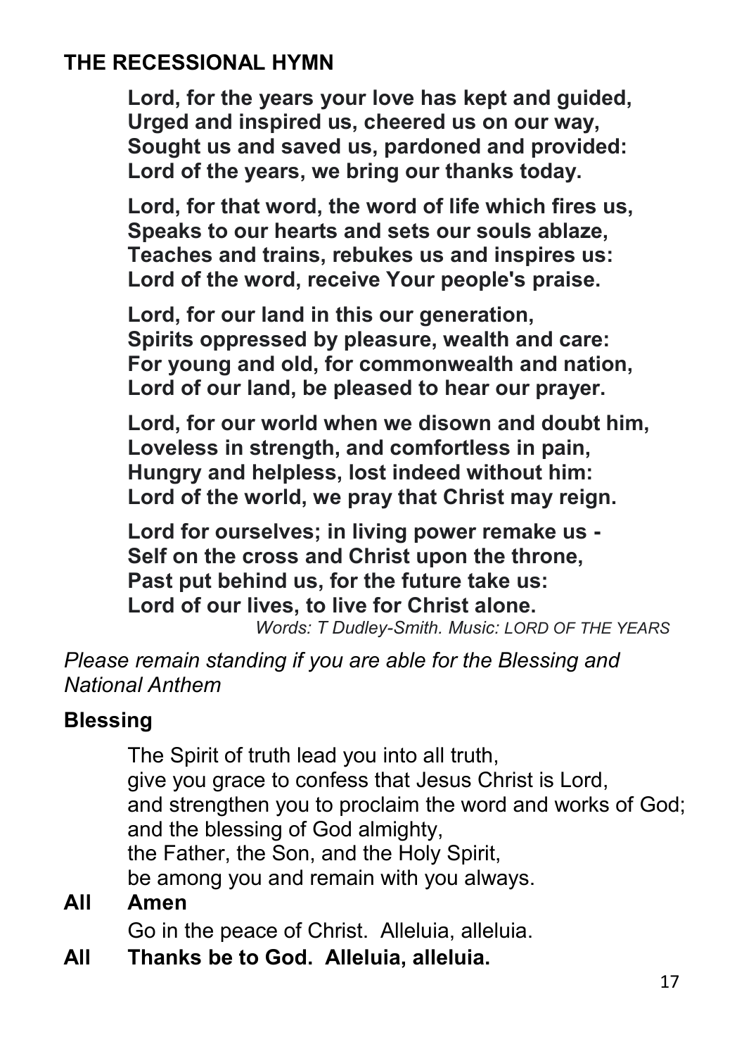## THE RECESSIONAL HYMN

**Lord, for the years your love has kept and guided,**
**Urged and inspired us, cheered us on our way,**
**Sought us and saved us, pardoned and provided:**
**Lord of the years, we bring our thanks today.**

**Lord, for that word, the word of life which fires us,**
**Speaks to our hearts and sets our souls ablaze,**
**Teaches and trains, rebukes us and inspires us:**
**Lord of the word, receive Your people's praise.**

**Lord, for our land in this our generation,**
**Spirits oppressed by pleasure, wealth and care:**
**For young and old, for commonwealth and nation,**
**Lord of our land, be pleased to hear our prayer.**

**Lord, for our world when we disown and doubt him,**
**Loveless in strength, and comfortless in pain,**
**Hungry and helpless, lost indeed without him:**
**Lord of the world, we pray that Christ may reign.**

**Lord for ourselves; in living power remake us -**
**Self on the cross and Christ upon the throne,**
**Past put behind us, for the future take us:**
**Lord of our lives, to live for Christ alone.**

*Words: T Dudley-Smith. Music: LORD OF THE YEARS*

*Please remain standing if you are able for the Blessing and National Anthem*

### Blessing

The Spirit of truth lead you into all truth,
give you grace to confess that Jesus Christ is Lord,
and strengthen you to proclaim the word and works of God;
and the blessing of God almighty,
the Father, the Son, and the Holy Spirit,
be among you and remain with you always.

**All Amen**

Go in the peace of Christ. Alleluia, alleluia.

**All Thanks be to God. Alleluia, alleluia.**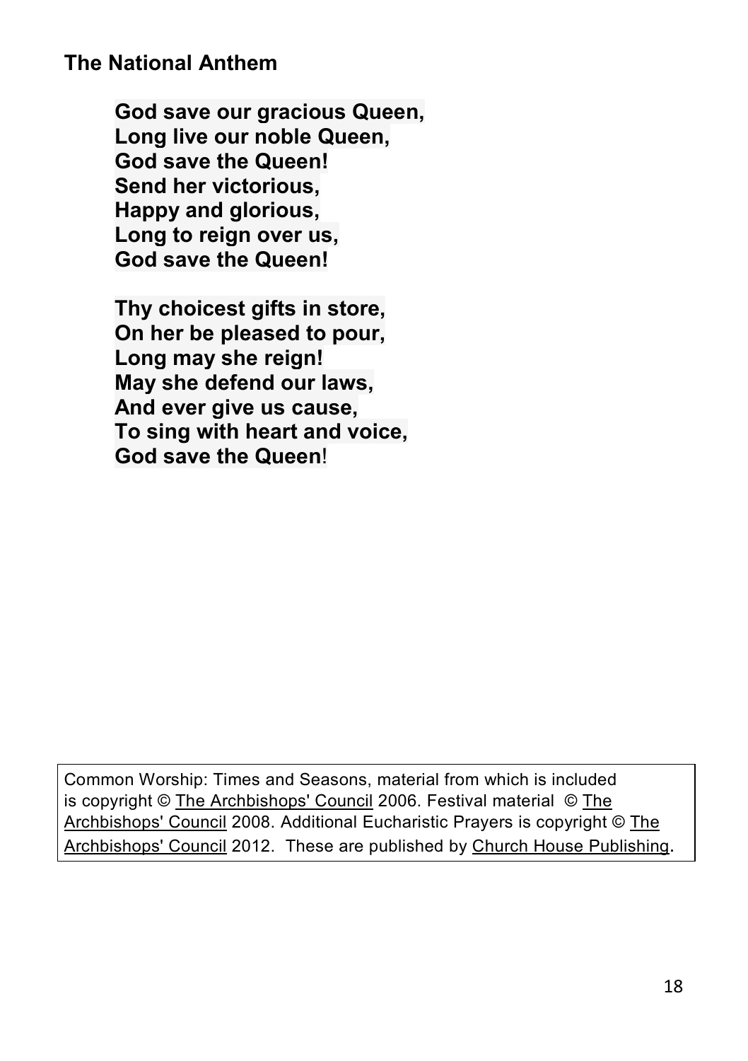## The National Anthem

**God save our gracious Queen,**
**Long live our noble Queen,**
**God save the Queen!**
**Send her victorious,**
**Happy and glorious,**
**Long to reign over us,**
**God save the Queen!**

**Thy choicest gifts in store,**
**On her be pleased to pour,**
**Long may she reign!**
**May she defend our laws,**
**And ever give us cause,**
**To sing with heart and voice,**
**God save the Queen!**

Common Worship: Times and Seasons, material from which is included is copyright © The Archbishops' Council 2006. Festival material © The Archbishops' Council 2008. Additional Eucharistic Prayers is copyright © The Archbishops' Council 2012. These are published by Church House Publishing.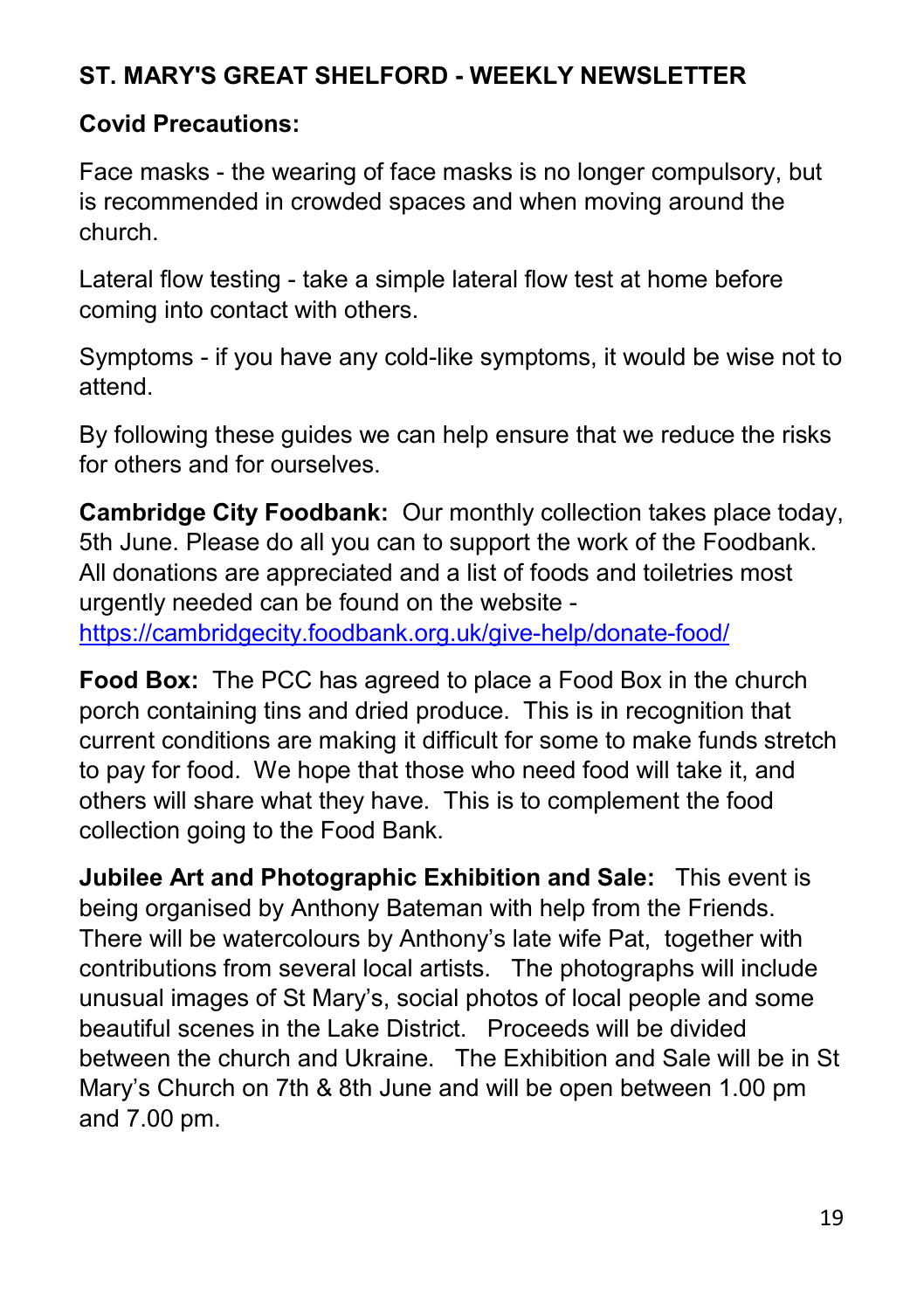**ST. MARY'S GREAT SHELFORD - WEEKLY NEWSLETTER**

**Covid Precautions:**

Face masks - the wearing of face masks is no longer compulsory, but is recommended in crowded spaces and when moving around the church.

Lateral flow testing - take a simple lateral flow test at home before coming into contact with others.

Symptoms - if you have any cold-like symptoms, it would be wise not to attend.

By following these guides we can help ensure that we reduce the risks for others and for ourselves.

**Cambridge City Foodbank:** Our monthly collection takes place today, 5th June. Please do all you can to support the work of the Foodbank. All donations are appreciated and a list of foods and toiletries most urgently needed can be found on the website - https://cambridgecity.foodbank.org.uk/give-help/donate-food/

**Food Box:** The PCC has agreed to place a Food Box in the church porch containing tins and dried produce. This is in recognition that current conditions are making it difficult for some to make funds stretch to pay for food. We hope that those who need food will take it, and others will share what they have. This is to complement the food collection going to the Food Bank.

**Jubilee Art and Photographic Exhibition and Sale:** This event is being organised by Anthony Bateman with help from the Friends. There will be watercolours by Anthony's late wife Pat, together with contributions from several local artists. The photographs will include unusual images of St Mary's, social photos of local people and some beautiful scenes in the Lake District. Proceeds will be divided between the church and Ukraine. The Exhibition and Sale will be in St Mary's Church on 7th & 8th June and will be open between 1.00 pm and 7.00 pm.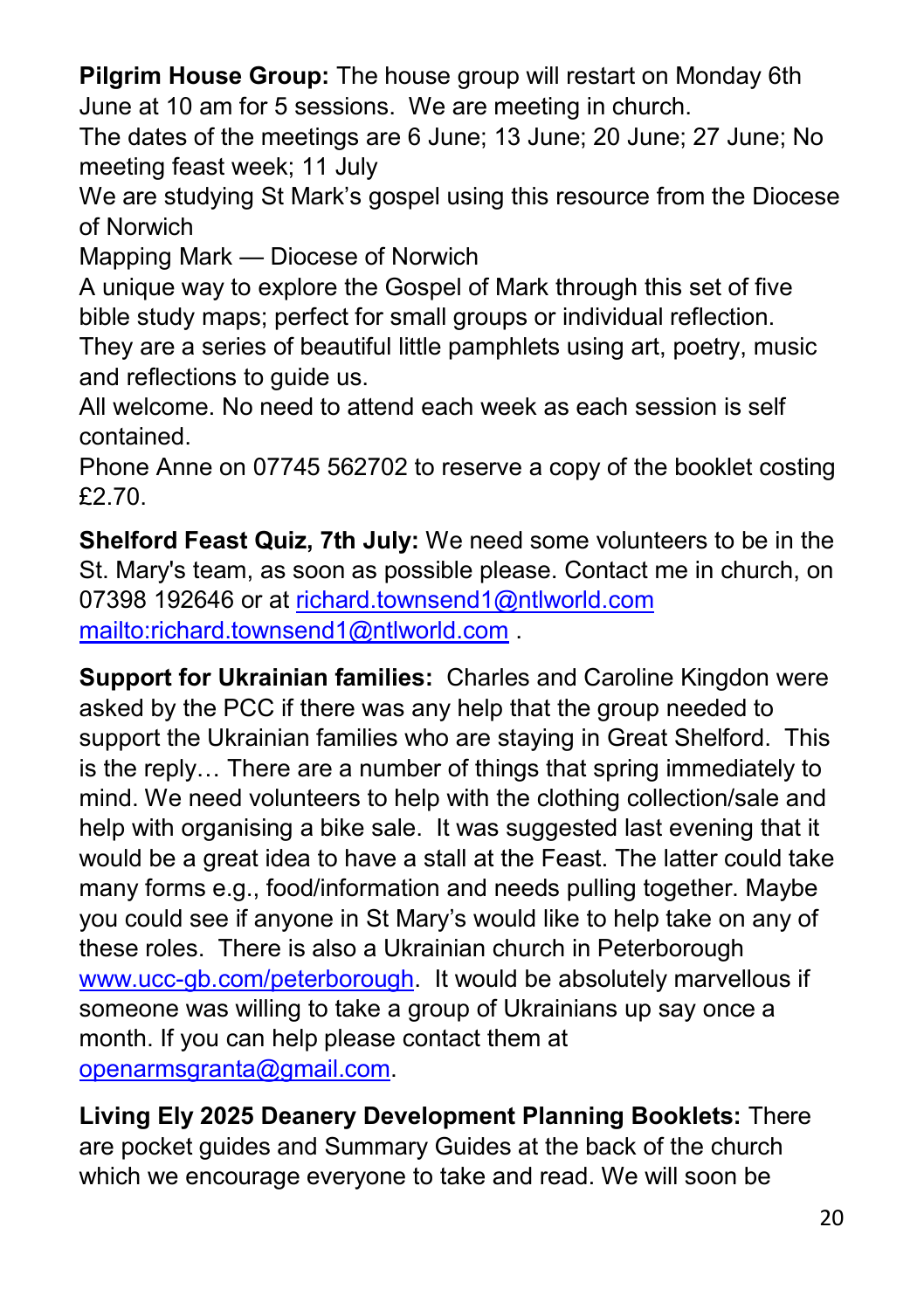**Pilgrim House Group:** The house group will restart on Monday 6th June at 10 am for 5 sessions.  We are meeting in church.

The dates of the meetings are 6 June; 13 June; 20 June; 27 June; No meeting feast week; 11 July

We are studying St Mark's gospel using this resource from the Diocese of Norwich

Mapping Mark — Diocese of Norwich

A unique way to explore the Gospel of Mark through this set of five bible study maps; perfect for small groups or individual reflection.

They are a series of beautiful little pamphlets using art, poetry, music and reflections to guide us.

All welcome. No need to attend each week as each session is self contained.

Phone Anne on 07745 562702 to reserve a copy of the booklet costing £2.70.

**Shelford Feast Quiz, 7th July:** We need some volunteers to be in the St. Mary's team, as soon as possible please. Contact me in church, on 07398 192646 or at richard.townsend1@ntlworld.com mailto:richard.townsend1@ntlworld.com .

**Support for Ukrainian families:** Charles and Caroline Kingdon were asked by the PCC if there was any help that the group needed to support the Ukrainian families who are staying in Great Shelford.  This is the reply… There are a number of things that spring immediately to mind. We need volunteers to help with the clothing collection/sale and help with organising a bike sale.  It was suggested last evening that it would be a great idea to have a stall at the Feast. The latter could take many forms e.g., food/information and needs pulling together. Maybe you could see if anyone in St Mary's would like to help take on any of these roles.  There is also a Ukrainian church in Peterborough www.ucc-gb.com/peterborough.  It would be absolutely marvellous if someone was willing to take a group of Ukrainians up say once a month. If you can help please contact them at openarmsgranta@gmail.com.

**Living Ely 2025 Deanery Development Planning Booklets:** There are pocket guides and Summary Guides at the back of the church which we encourage everyone to take and read. We will soon be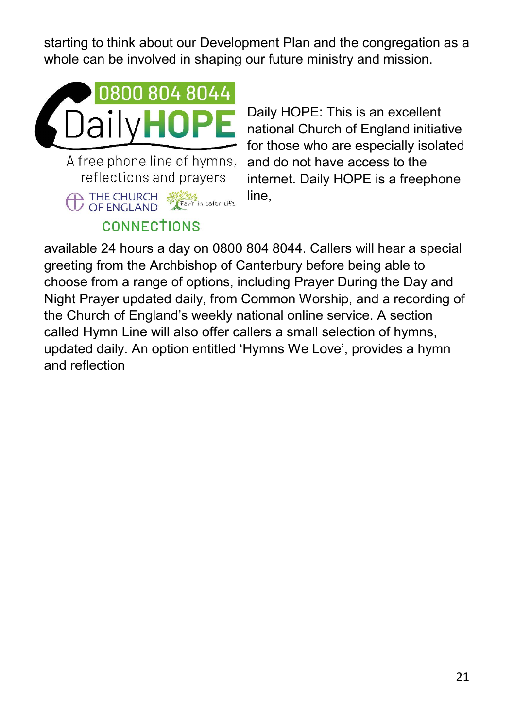starting to think about our Development Plan and the congregation as a whole can be involved in shaping our future ministry and mission.

0800 804 8044

DailyHOPE

A free phone line of hymns, reflections and prayers

THE CHURCH OF ENGLAND

Faith in Later Life

CONNECTIONS

Daily HOPE: This is an excellent national Church of England initiative for those who are especially isolated and do not have access to the internet. Daily HOPE is a freephone line, available 24 hours a day on 0800 804 8044. Callers will hear a special greeting from the Archbishop of Canterbury before being able to choose from a range of options, including Prayer During the Day and Night Prayer updated daily, from Common Worship, and a recording of the Church of England's weekly national online service. A section called Hymn Line will also offer callers a small selection of hymns, updated daily. An option entitled 'Hymns We Love', provides a hymn and reflection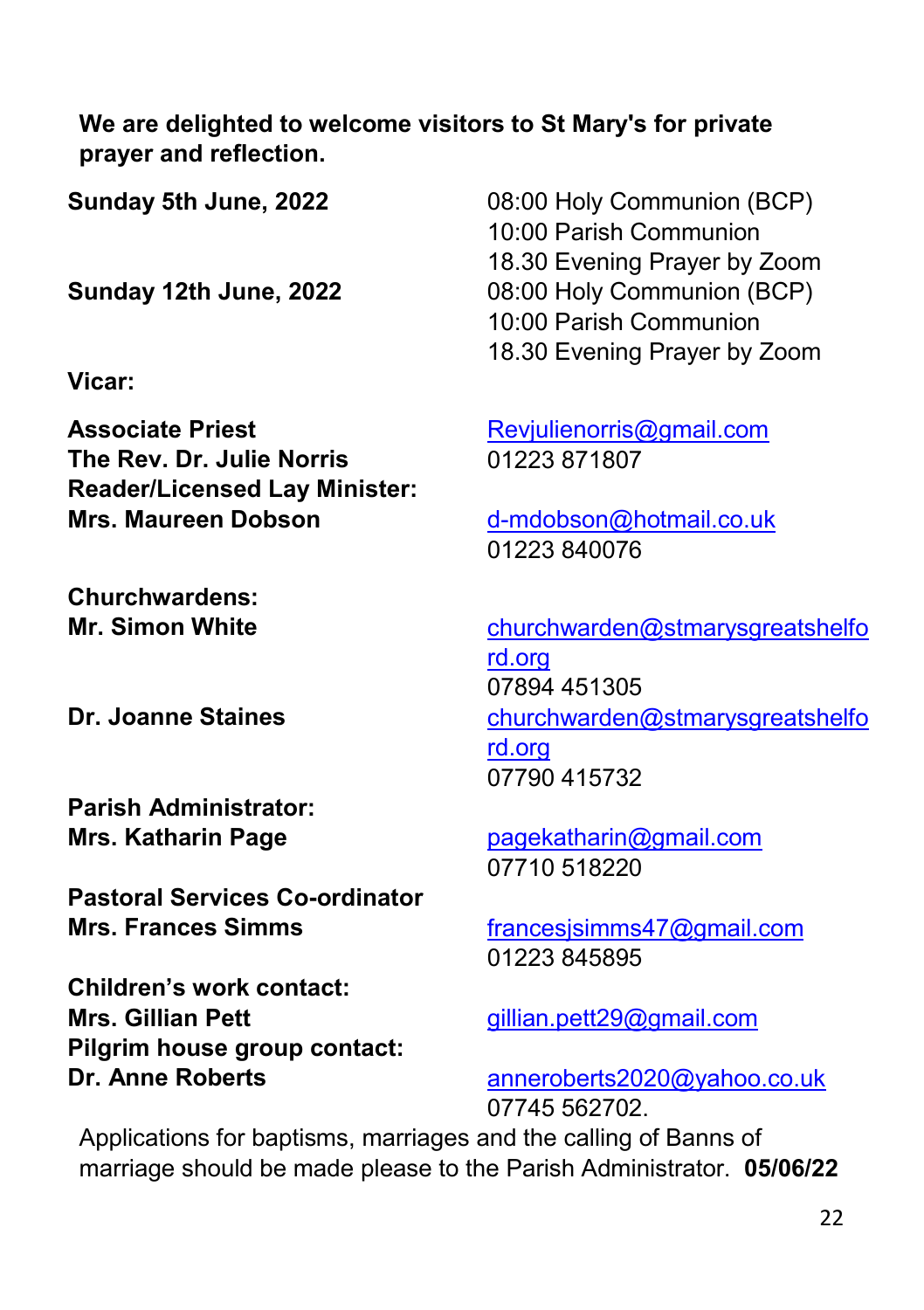**We are delighted to welcome visitors to St Mary's for private prayer and reflection.**

| | |
|---|---|
| **Sunday 5th June, 2022** | 08:00 Holy Communion (BCP)<br>10:00 Parish Communion<br>18.30 Evening Prayer by Zoom |
| **Sunday 12th June, 2022** | 08:00 Holy Communion (BCP)<br>10:00 Parish Communion<br>18.30 Evening Prayer by Zoom |
| **Vicar:** | |
| **Associate Priest**<br>**The Rev. Dr. Julie Norris** | Revjulienorris@gmail.com<br>01223 871807 |
| **Reader/Licensed Lay Minister:**<br>**Mrs. Maureen Dobson** | d-mdobson@hotmail.co.uk<br>01223 840076 |
| **Churchwardens:**<br>**Mr. Simon White** | churchwarden@stmarysgreatshelford.org<br>07894 451305 |
| **Dr. Joanne Staines** | churchwarden@stmarysgreatshelford.org<br>07790 415732 |
| **Parish Administrator:**<br>**Mrs. Katharin Page** | pagekatharin@gmail.com<br>07710 518220 |
| **Pastoral Services Co-ordinator**<br>**Mrs. Frances Simms** | francesjsimms47@gmail.com<br>01223 845895 |
| **Children's work contact:**<br>**Mrs. Gillian Pett** | gillian.pett29@gmail.com |
| **Pilgrim house group contact:**<br>**Dr. Anne Roberts** | anneroberts2020@yahoo.co.uk<br>07745 562702. |

Applications for baptisms, marriages and the calling of Banns of marriage should be made please to the Parish Administrator. **05/06/22**